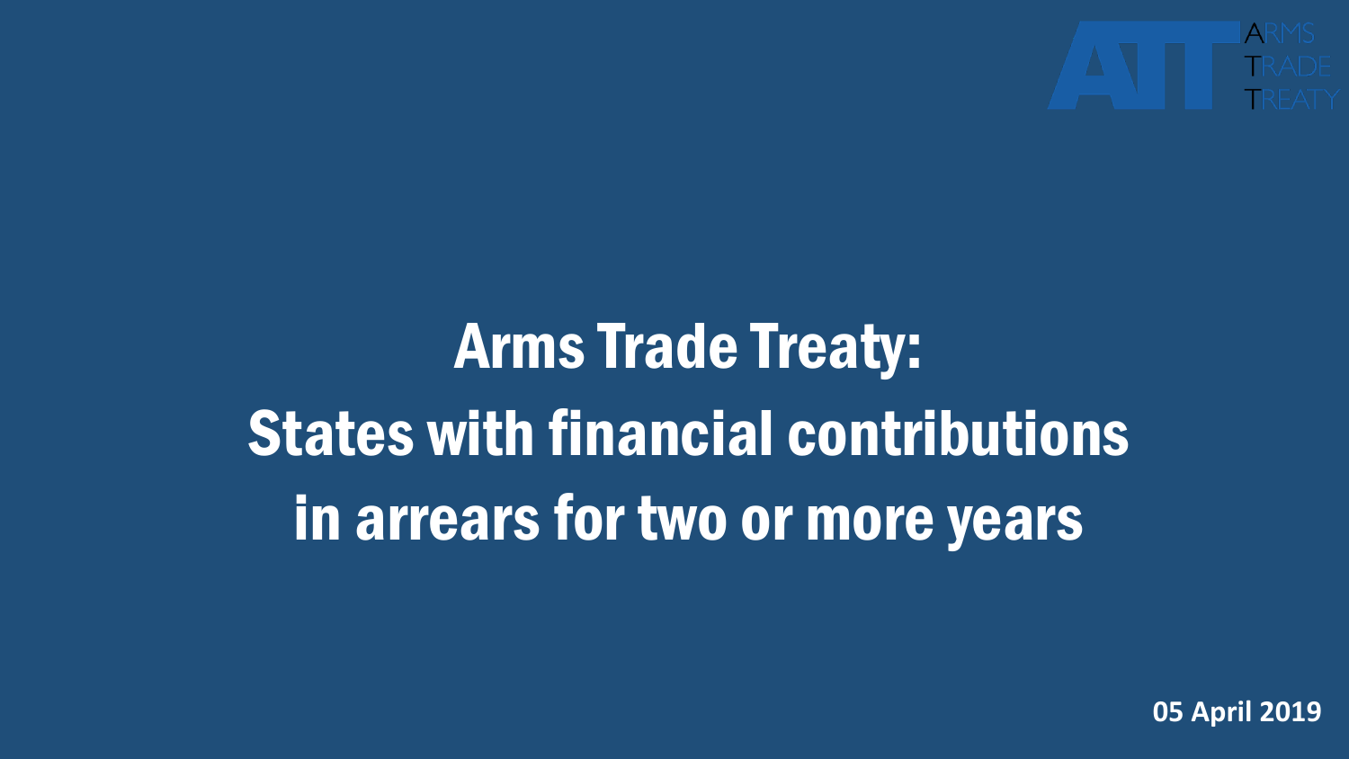ARMS TRADE TREATY

# Arms Trade Treaty: States with financial contributions in arrears for two or more years

**05 April 2019**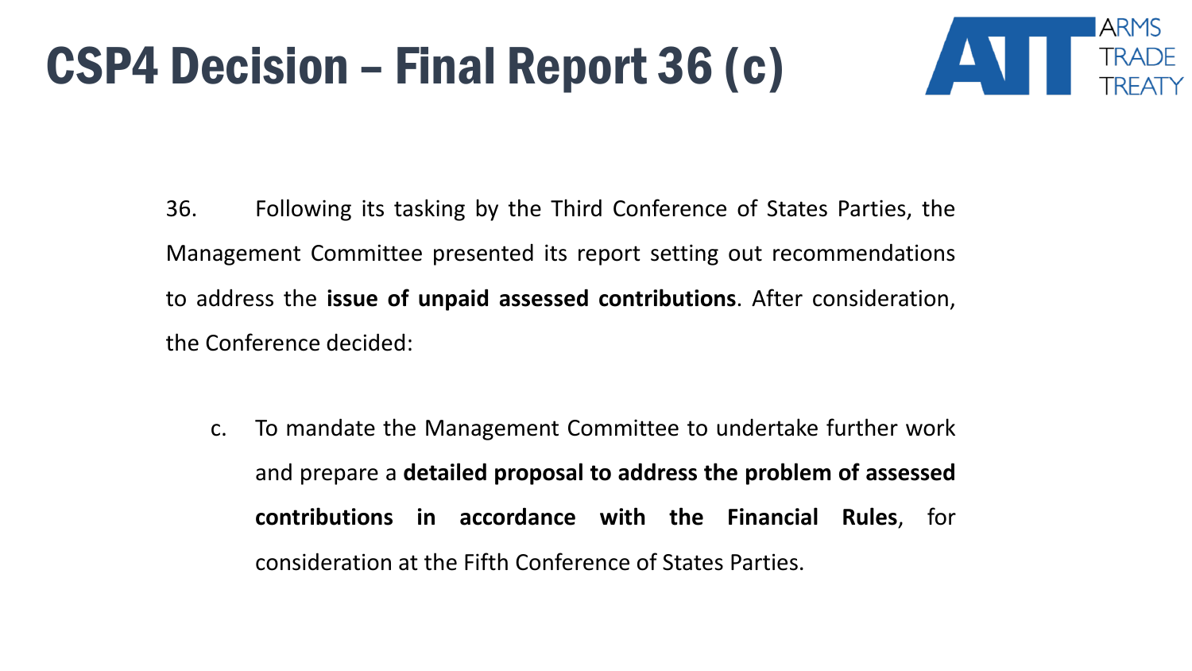# CSP4 Decision – Final Report 36 (c)

36. Following its tasking by the Third Conference of States Parties, the Management Committee presented its report setting out recommendations to address the **issue of unpaid assessed contributions**. After consideration, the Conference decided:

c. To mandate the Management Committee to undertake further work and prepare a **detailed proposal to address the problem of assessed contributions in accordance with the Financial Rules**, for consideration at the Fifth Conference of States Parties.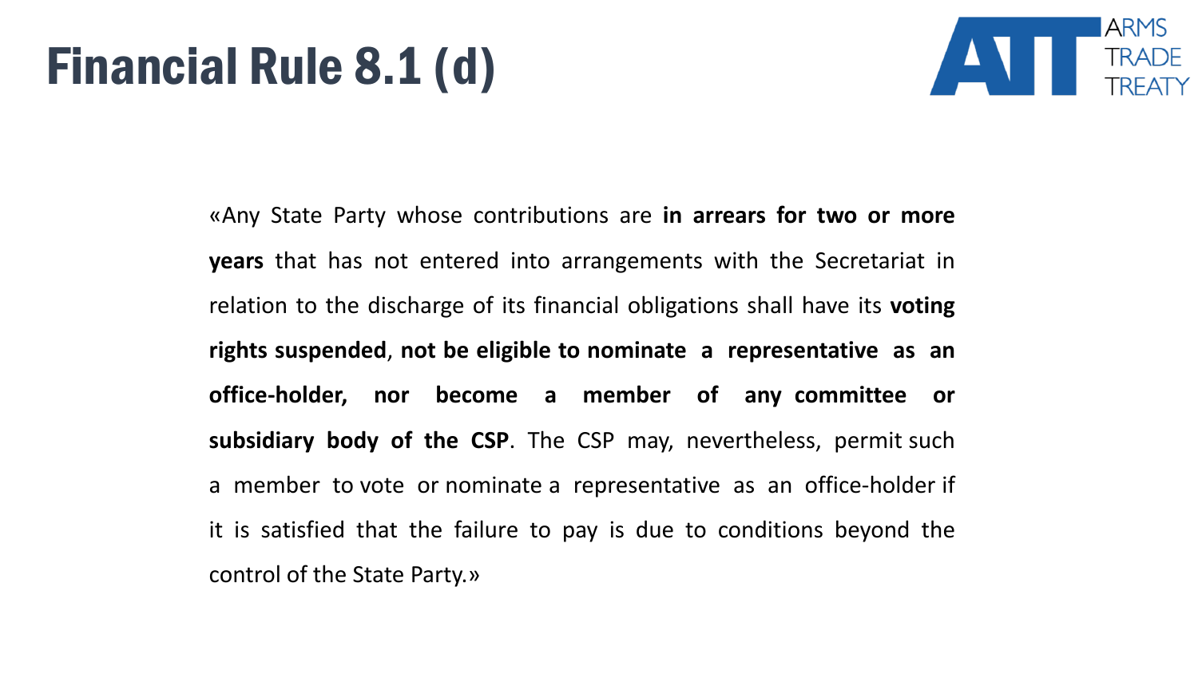# Financial Rule 8.1 (d)

«Any State Party whose contributions are **in arrears for two or more years** that has not entered into arrangements with the Secretariat in relation to the discharge of its financial obligations shall have its **voting rights suspended**, **not be eligible to nominate a representative as an office-holder, nor become a member of any committee or subsidiary body of the CSP**. The CSP may, nevertheless, permit such a member to vote or nominate a representative as an office-holder if it is satisfied that the failure to pay is due to conditions beyond the control of the State Party.»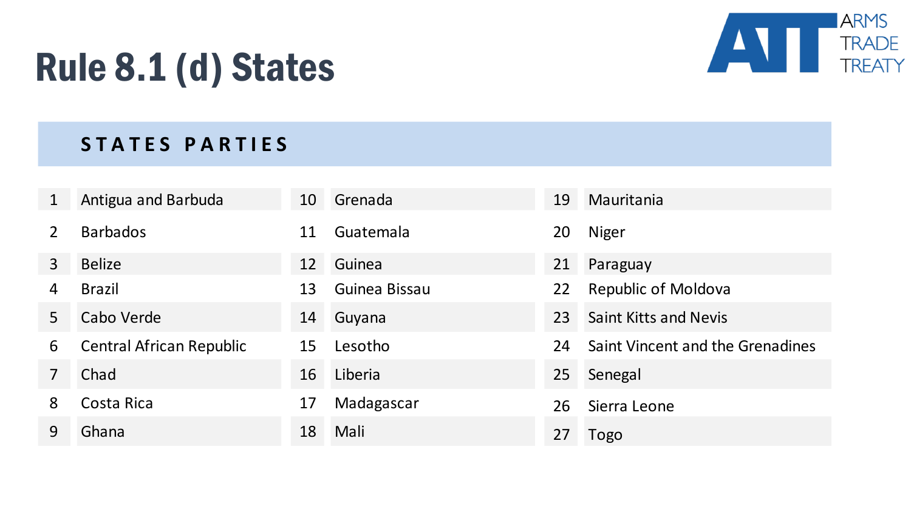# Rule 8.1 (d) States

ARMS TRADE TREATY

## STATES PARTIES

| | | | | | |
|---|---|---|---|---|---|
| 1 | Antigua and Barbuda | 10 | Grenada | 19 | Mauritania |
| 2 | Barbados | 11 | Guatemala | 20 | Niger |
| 3 | Belize | 12 | Guinea | 21 | Paraguay |
| 4 | Brazil | 13 | Guinea Bissau | 22 | Republic of Moldova |
| 5 | Cabo Verde | 14 | Guyana | 23 | Saint Kitts and Nevis |
| 6 | Central African Republic | 15 | Lesotho | 24 | Saint Vincent and the Grenadines |
| 7 | Chad | 16 | Liberia | 25 | Senegal |
| 8 | Costa Rica | 17 | Madagascar | 26 | Sierra Leone |
| 9 | Ghana | 18 | Mali | 27 | Togo |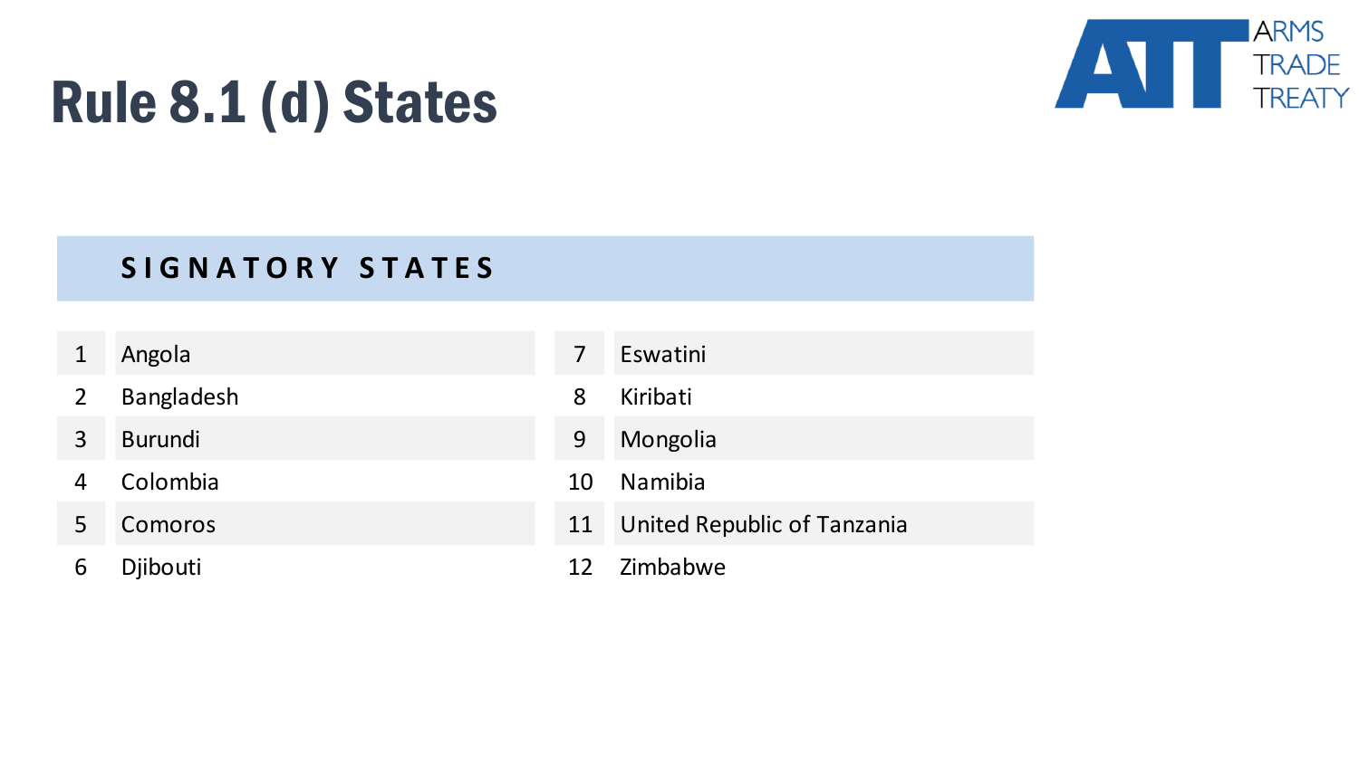# Rule 8.1 (d) States

ARMS TRADE TREATY

## SIGNATORY STATES

| | | | |
|---|---|---|---|
| 1 | Angola | 7 | Eswatini |
| 2 | Bangladesh | 8 | Kiribati |
| 3 | Burundi | 9 | Mongolia |
| 4 | Colombia | 10 | Namibia |
| 5 | Comoros | 11 | United Republic of Tanzania |
| 6 | Djibouti | 12 | Zimbabwe |